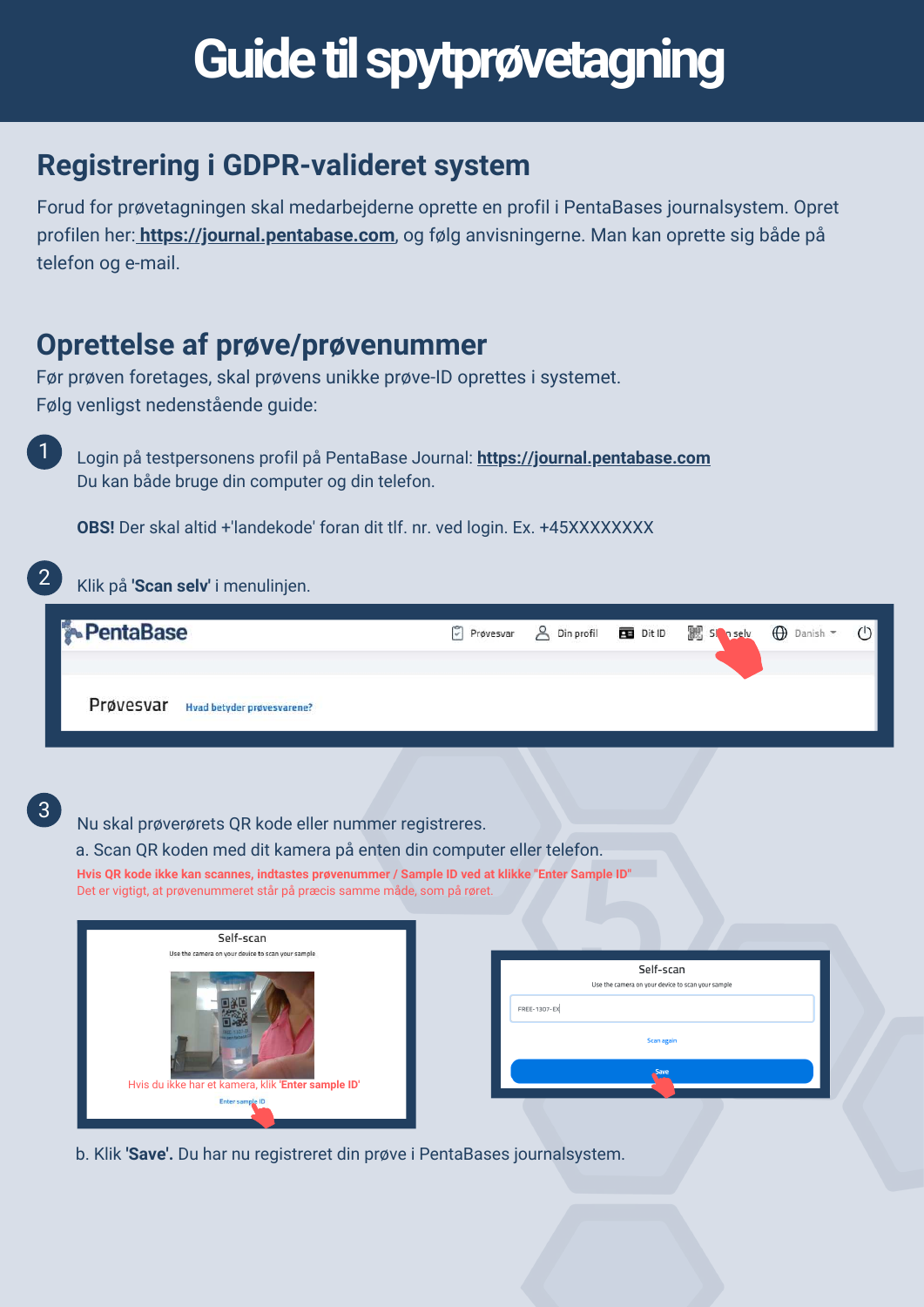# Guide til spytprøvetagning

## Registrering i GDPR-valideret system

Forud for prøvetagningen skal medarbejderne oprette en profil i PentaBases journalsystem. Opret profilen her: **https://journal.pentabase.com**, og følg anvisningerne. Man kan oprette sig både på telefon og e-mail.

## Oprettelse af prøve/prøvenummer

Før prøven foretages, skal prøvens unikke prøve-ID oprettes i systemet.
Følg venligst nedenstående guide:

1. Login på testpersonens profil på PentaBase Journal: **https://journal.pentabase.com**
   Du kan både bruge din computer og din telefon.

   **OBS!** Der skal altid +'landekode' foran dit tlf. nr. ved login. Ex. +45XXXXXXXX

2. Klik på **'Scan selv'** i menulinjen.

   PentaBase — Prøvesvar | Din profil | Dit ID | Scan selv | Danish

   Prøvesvar — Hvad betyder prøvesvarene?

3. Nu skal prøverørets QR kode eller nummer registreres.
   a. Scan QR koden med dit kamera på enten din computer eller telefon.
   **Hvis QR kode ikke kan scannes, indtastes prøvenummer / Sample ID ved at klikke "Enter Sample ID"**
   Det er vigtigt, at prøvenummeret står på præcis samme måde, som på røret.

   Self-scan
   Use the camera on your device to scan your sample
   Hvis du ikke har et kamera, klik **'Enter sample ID'**
   Enter sample ID

   Self-scan
   Use the camera on your device to scan your sample
   FREE-1307-EX
   Scan again
   Save

   b. Klik **'Save'.** Du har nu registreret din prøve i PentaBases journalsystem.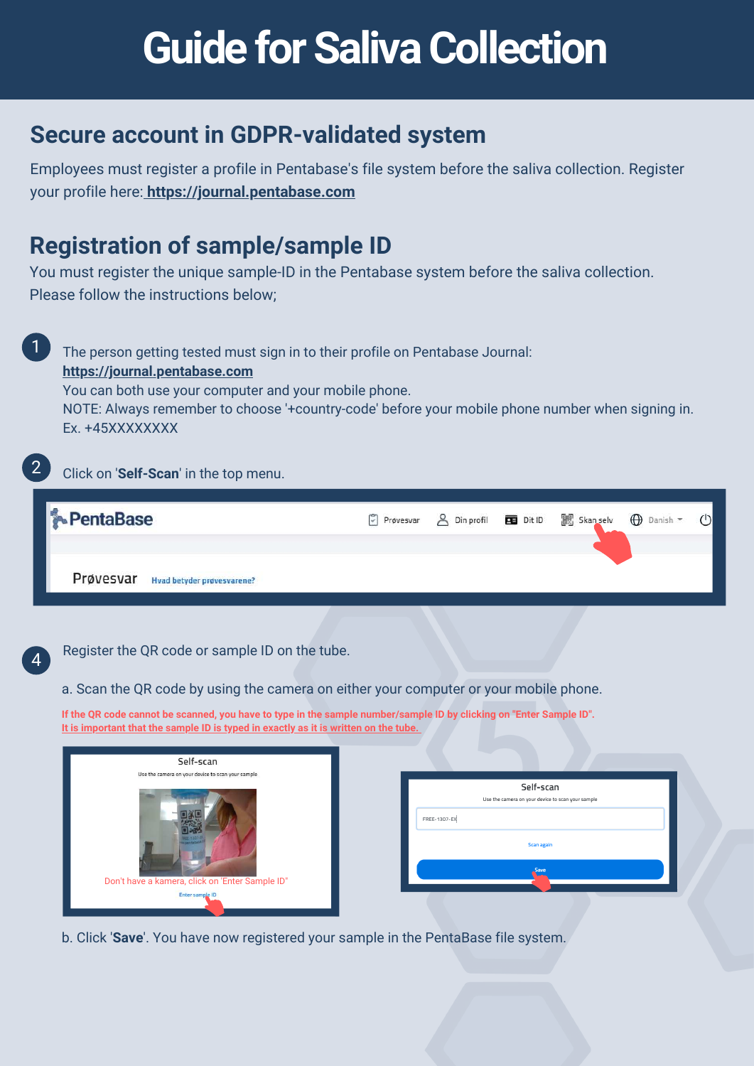# Guide for Saliva Collection

## Secure account in GDPR-validated system

Employees must register a profile in Pentabase's file system before the saliva collection. Register your profile here: **https://journal.pentabase.com**

## Registration of sample/sample ID

You must register the unique sample-ID in the Pentabase system before the saliva collection. Please follow the instructions below;

1. The person getting tested must sign in to their profile on Pentabase Journal: **https://journal.pentabase.com**
   You can both use your computer and your mobile phone.
   NOTE: Always remember to choose '+country-code' before your mobile phone number when signing in. Ex. +45XXXXXXXX

2. Click on '**Self-Scan**' in the top menu.

PentaBase

Prøvesvar | Din profil | Dit ID | Skan selv | Danish

Prøvesvar — Hvad betyder prøvesvarene?

4. Register the QR code or sample ID on the tube.

   a. Scan the QR code by using the camera on either your computer or your mobile phone.

   **If the QR code cannot be scanned, you have to type in the sample number/sample ID by clicking on "Enter Sample ID".**
   **It is important that the sample ID is typed in exactly as it is written on the tube.**

Self-scan

Use the camera on your device to scan your sample

Don't have a kamera, click on 'Enter Sample ID"

Enter sample ID

Self-scan

Use the camera on your device to scan your sample

FREE-1307-EX

Scan again

Save

   b. Click '**Save**'. You have now registered your sample in the PentaBase file system.